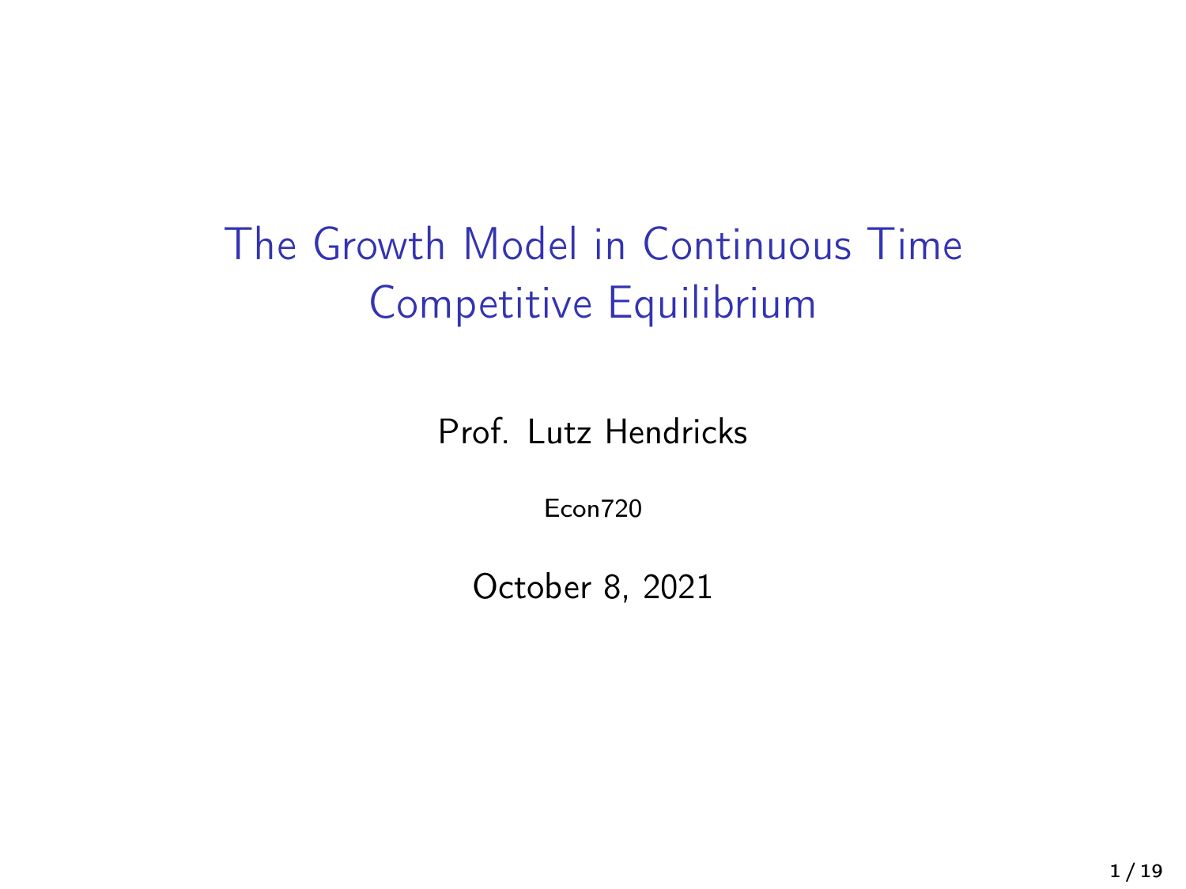# The Growth Model in Continuous Time
## Competitive Equilibrium

Prof. Lutz Hendricks

Econ720

October 8, 2021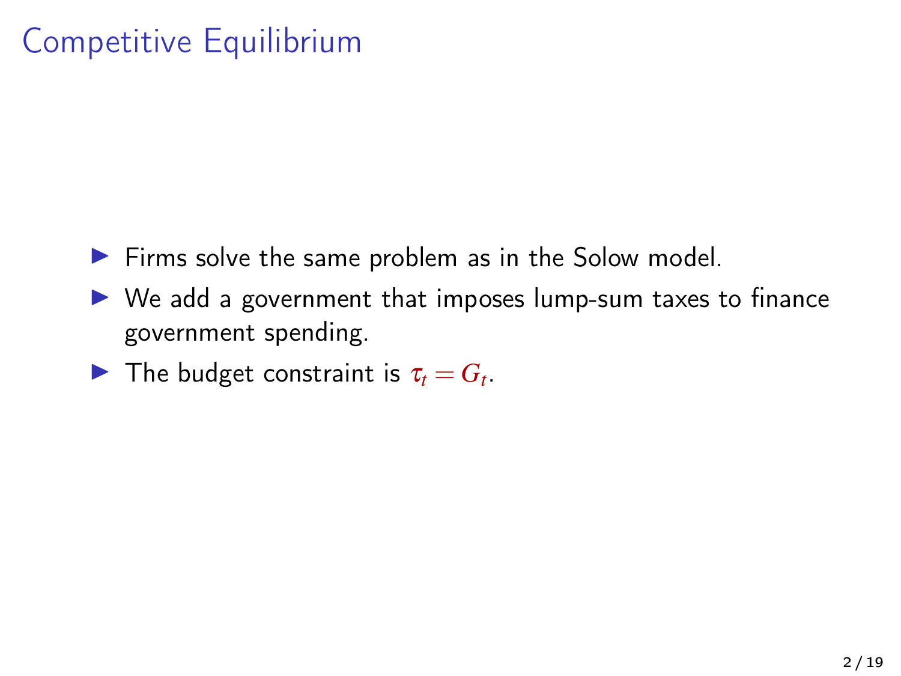# Competitive Equilibrium

- Firms solve the same problem as in the Solow model.
- We add a government that imposes lump-sum taxes to finance government spending.
- The budget constraint is $\tau_t = G_t$.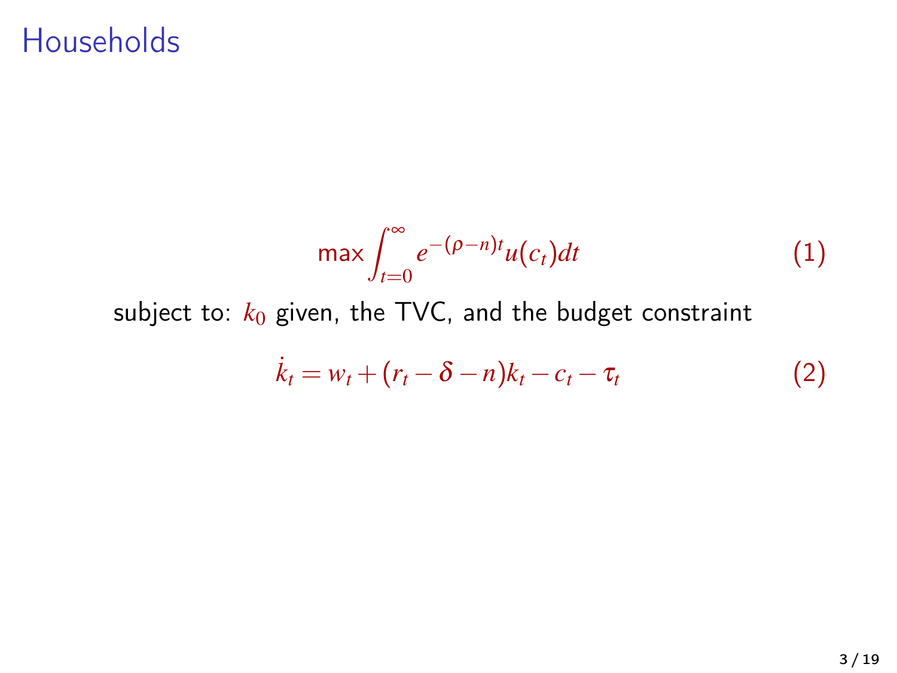# Households

$$\max \int_{t=0}^{\infty} e^{-(\rho - n)t} u(c_t) dt \tag{1}$$

subject to: $k_0$ given, the TVC, and the budget constraint

$$\dot{k}_t = w_t + (r_t - \delta - n)k_t - c_t - \tau_t \tag{2}$$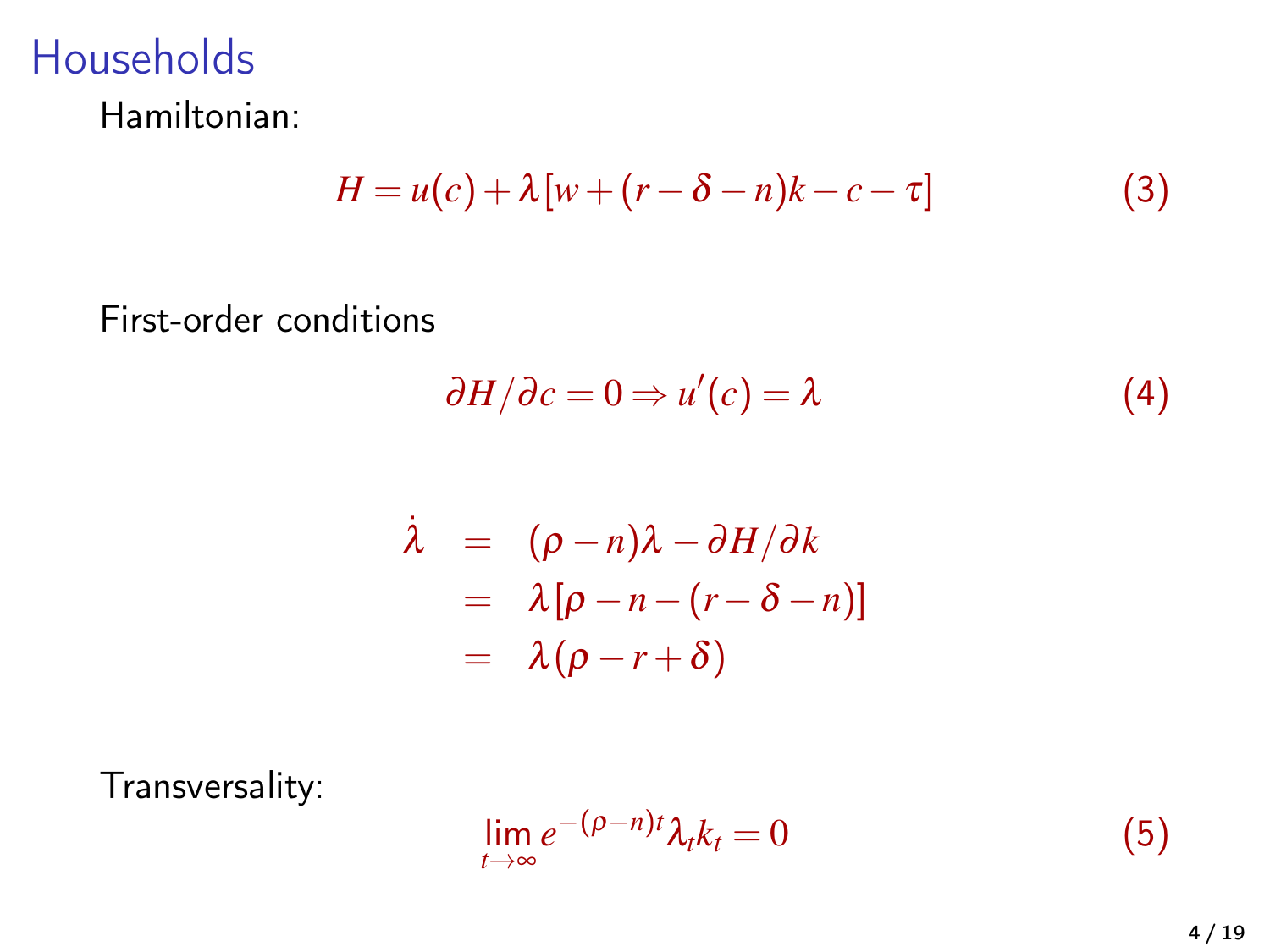# Households

Hamiltonian:

$$H = u(c) + \lambda[w + (r - \delta - n)k - c - \tau] \tag{3}$$

First-order conditions

$$\partial H/\partial c = 0 \Rightarrow u'(c) = \lambda \tag{4}$$

$$\begin{aligned}
\dot{\lambda} &= (\rho - n)\lambda - \partial H/\partial k \\
&= \lambda[\rho - n - (r - \delta - n)] \\
&= \lambda(\rho - r + \delta)
\end{aligned}$$

Transversality:

$$\lim_{t\to\infty} e^{-(\rho-n)t}\lambda_t k_t = 0 \tag{5}$$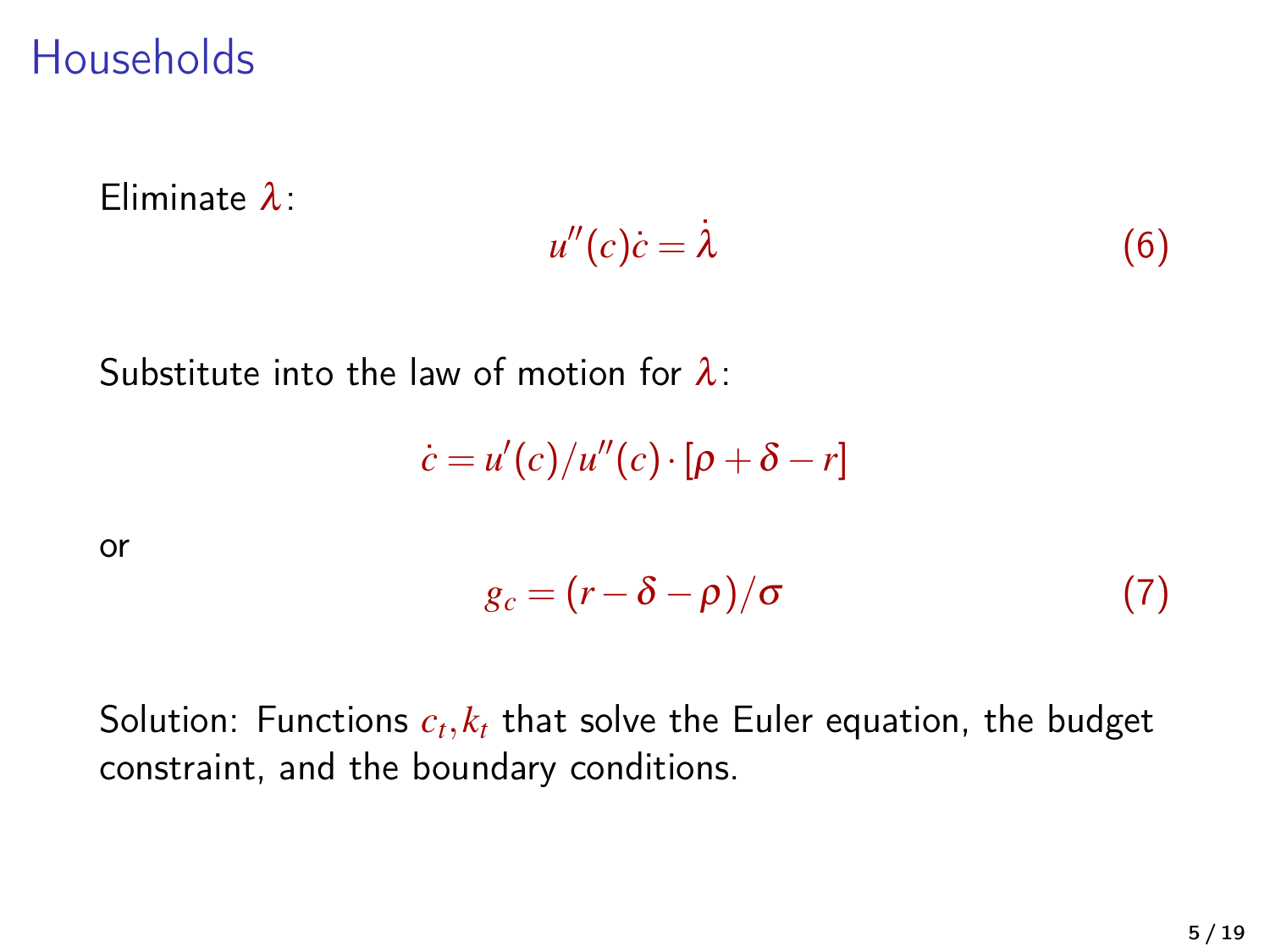# Households

Eliminate $\lambda$:

$$u''(c)\dot{c} = \dot{\lambda} \tag{6}$$

Substitute into the law of motion for $\lambda$:

$$\dot{c} = u'(c)/u''(c) \cdot [\rho + \delta - r]$$

or

$$g_c = (r - \delta - \rho)/\sigma \tag{7}$$

Solution: Functions $c_t, k_t$ that solve the Euler equation, the budget constraint, and the boundary conditions.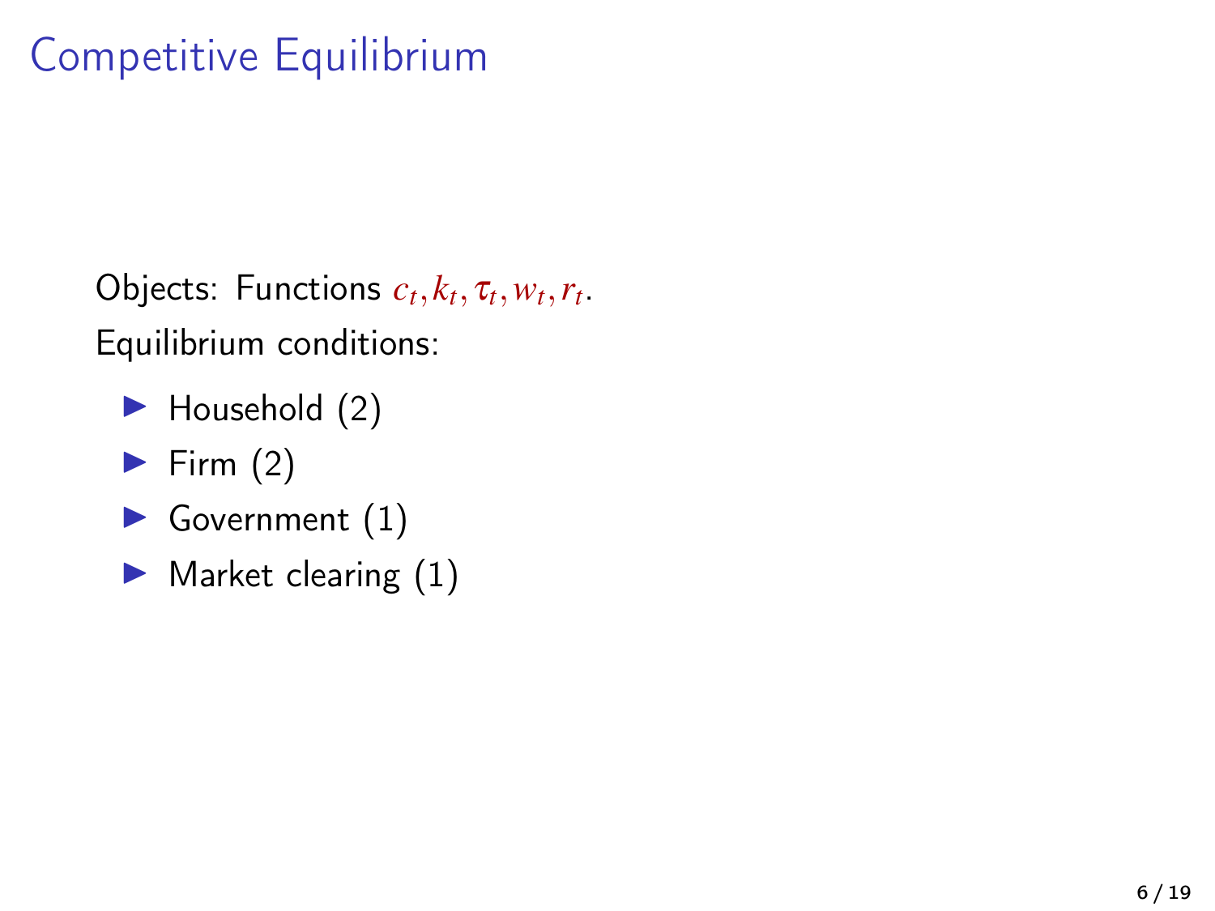# Competitive Equilibrium

Objects: Functions $c_t, k_t, \tau_t, w_t, r_t$.

Equilibrium conditions:

- Household (2)
- Firm (2)
- Government (1)
- Market clearing (1)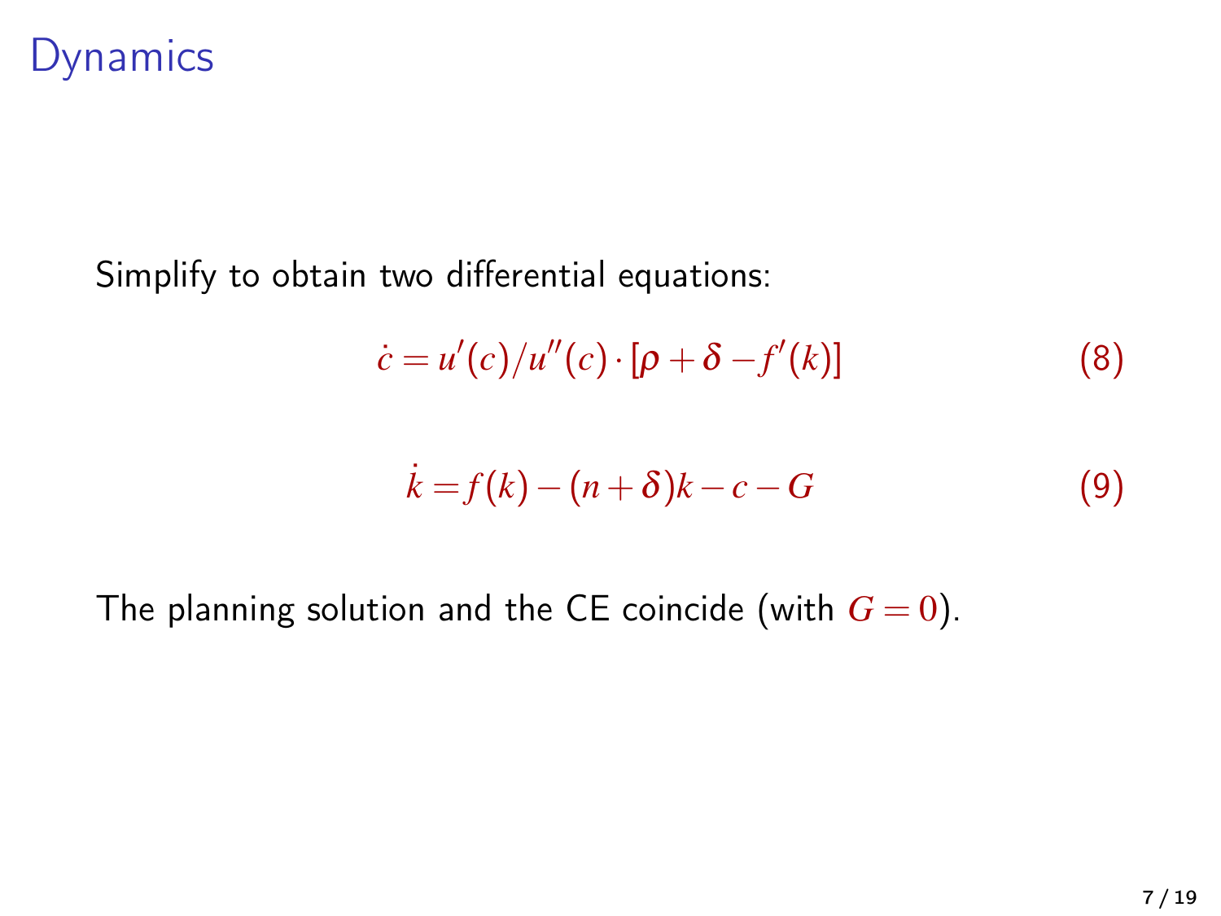# Dynamics

Simplify to obtain two differential equations:

$$\dot{c} = u'(c)/u''(c) \cdot [\rho + \delta - f'(k)] \tag{8}$$

$$\dot{k} = f(k) - (n + \delta)k - c - G \tag{9}$$

The planning solution and the CE coincide (with $G = 0$).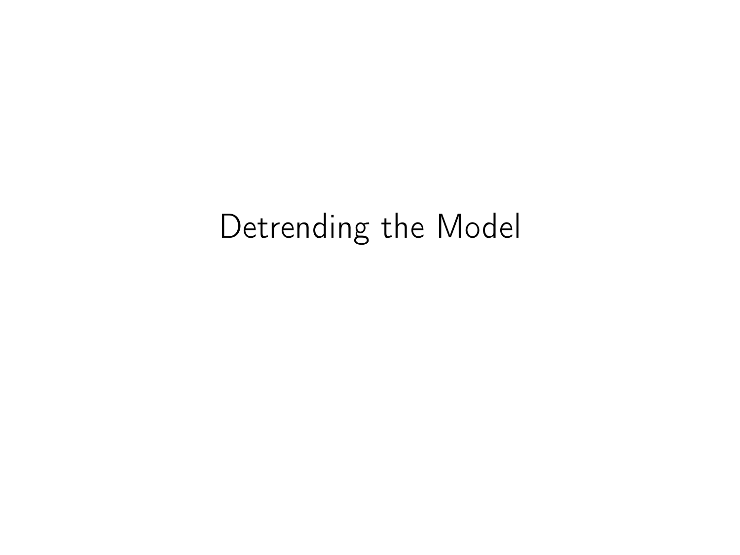# Detrending the Model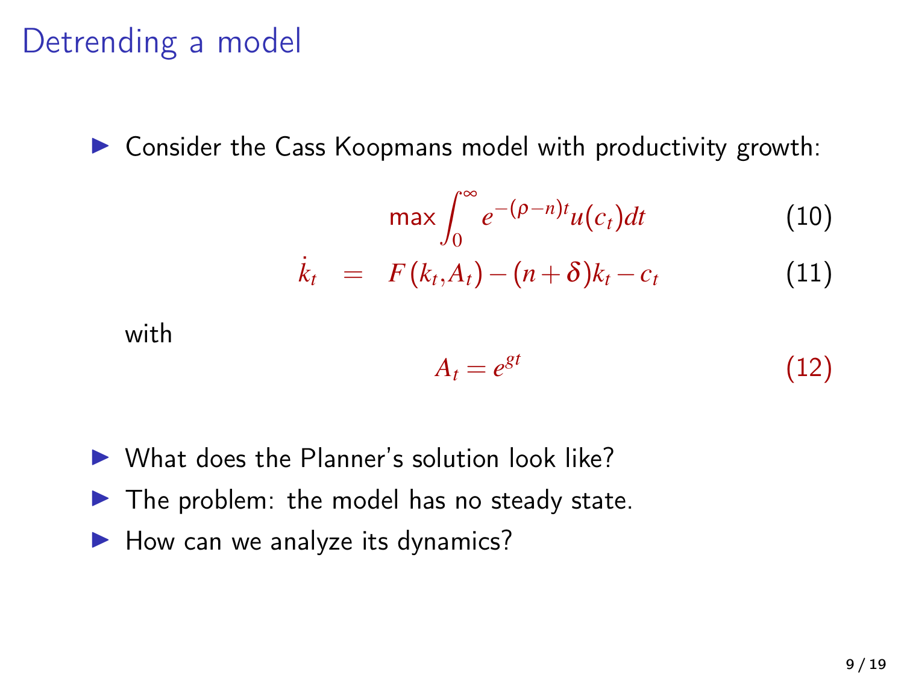# Detrending a model

- Consider the Cass Koopmans model with productivity growth:

$$\max \int_0^\infty e^{-(\rho - n)t} u(c_t) dt \tag{10}$$

$$\dot{k}_t = F(k_t, A_t) - (n + \delta) k_t - c_t \tag{11}$$

with

$$A_t = e^{gt} \tag{12}$$

- What does the Planner's solution look like?
- The problem: the model has no steady state.
- How can we analyze its dynamics?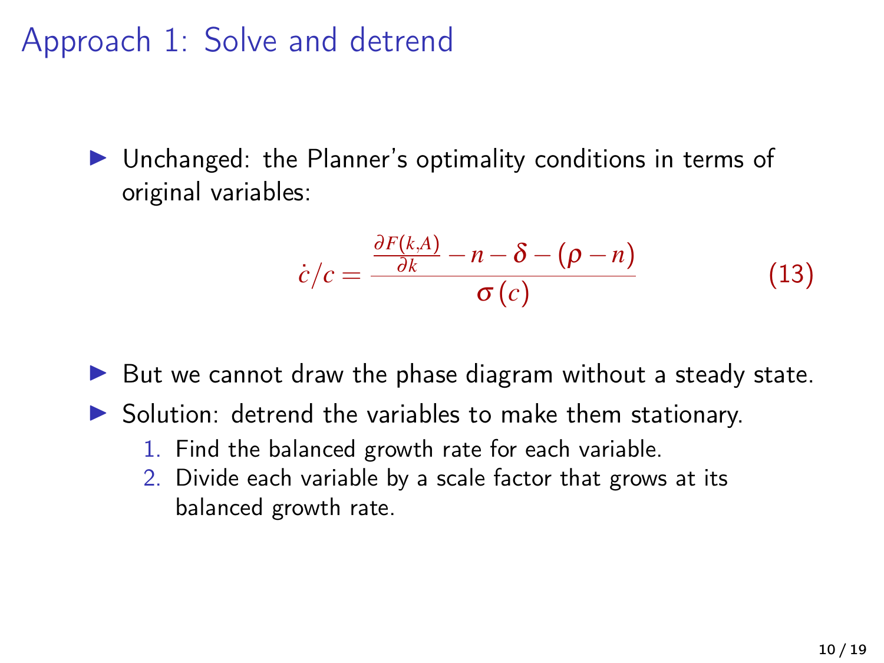# Approach 1: Solve and detrend

- Unchanged: the Planner's optimality conditions in terms of original variables:

$$\dot{c}/c = \frac{\frac{\partial F(k,A)}{\partial k} - n - \delta - (\rho - n)}{\sigma(c)} \tag{13}$$

- But we cannot draw the phase diagram without a steady state.
- Solution: detrend the variables to make them stationary.
  1. Find the balanced growth rate for each variable.
  2. Divide each variable by a scale factor that grows at its balanced growth rate.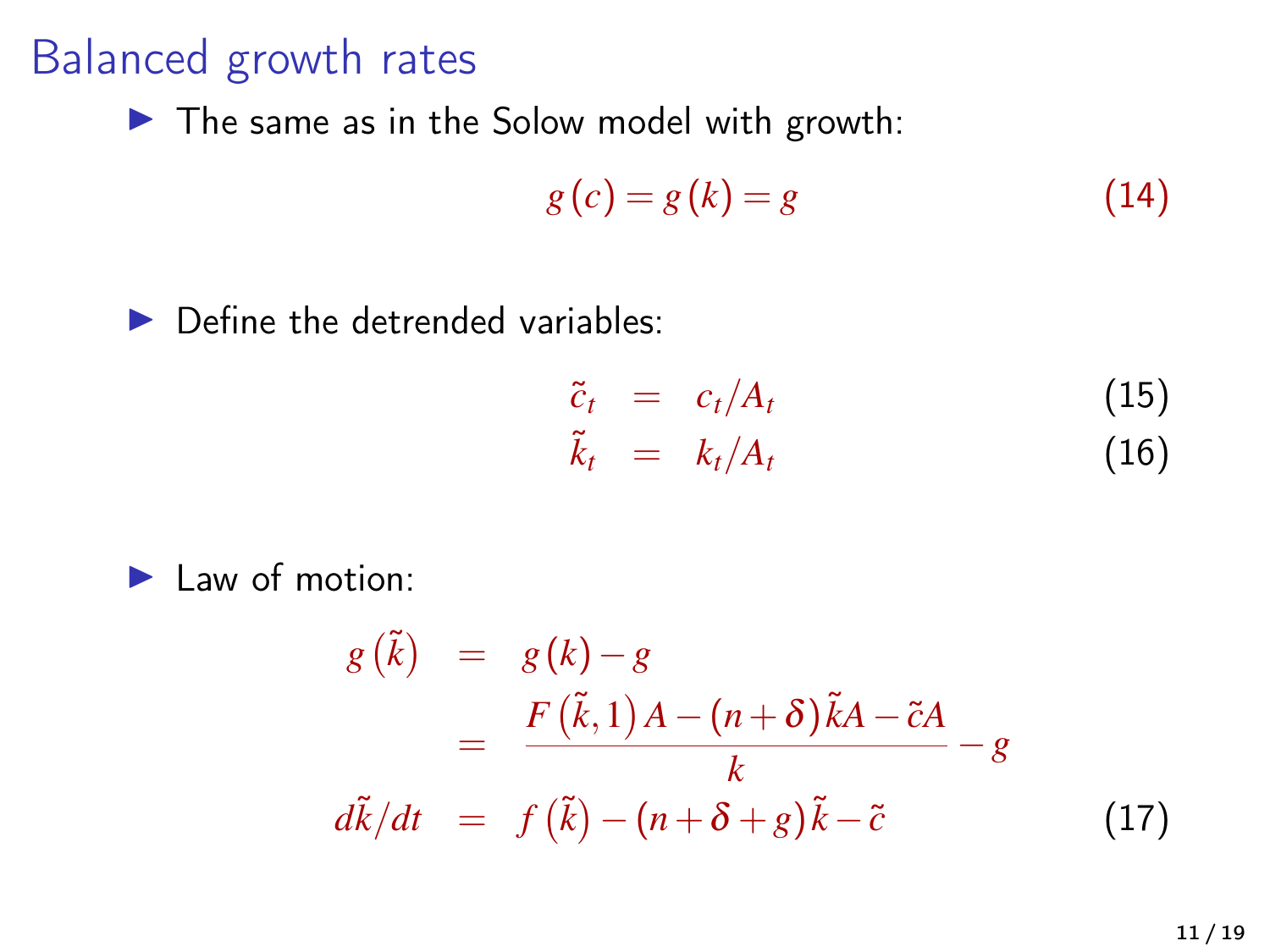# Balanced growth rates

- The same as in the Solow model with growth:

$$g(c) = g(k) = g \tag{14}$$

- Define the detrended variables:

$$\tilde{c}_t = c_t / A_t \tag{15}$$

$$\tilde{k}_t = k_t / A_t \tag{16}$$

- Law of motion:

$$
\begin{aligned}
g\left(\tilde{k}\right) &= g(k) - g \\
&= \frac{F\left(\tilde{k}, 1\right) A - (n+\delta)\tilde{k}A - \tilde{c}A}{k} - g \\
d\tilde{k}/dt &= f\left(\tilde{k}\right) - (n+\delta+g)\tilde{k} - \tilde{c}
\end{aligned} \tag{17}
$$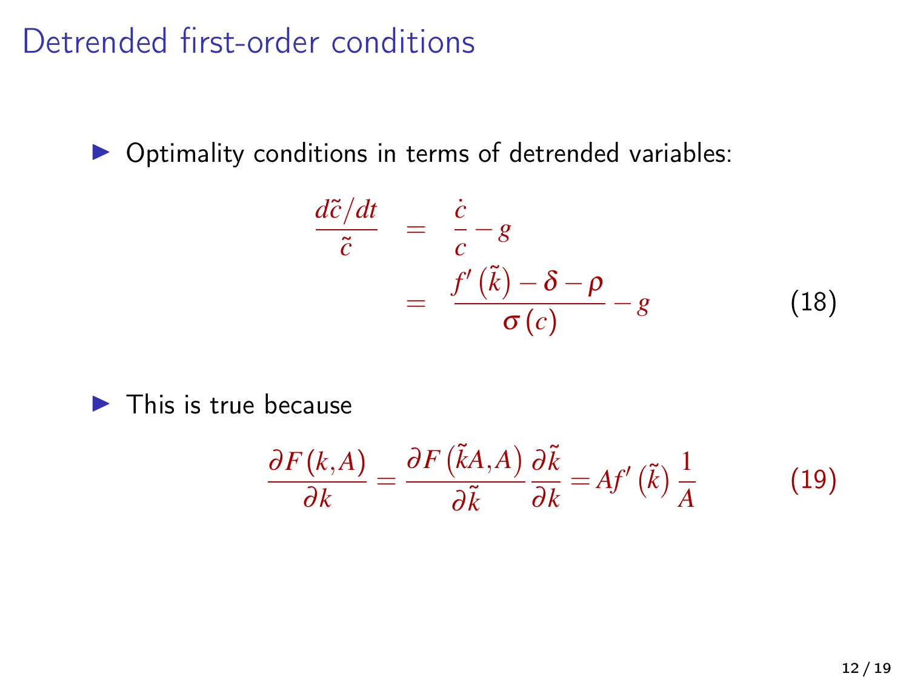# Detrended first-order conditions

- Optimality conditions in terms of detrended variables:

$$
\begin{aligned}
\frac{d\tilde{c}/dt}{\tilde{c}} &= \frac{\dot{c}}{c} - g \\
&= \frac{f'\left(\tilde{k}\right) - \delta - \rho}{\sigma\left(c\right)} - g
\end{aligned}
\tag{18}
$$

- This is true because

$$
\frac{\partial F\left(k,A\right)}{\partial k} = \frac{\partial F\left(\tilde{k}A,A\right)}{\partial \tilde{k}} \frac{\partial \tilde{k}}{\partial k} = Af'\left(\tilde{k}\right)\frac{1}{A} \tag{19}
$$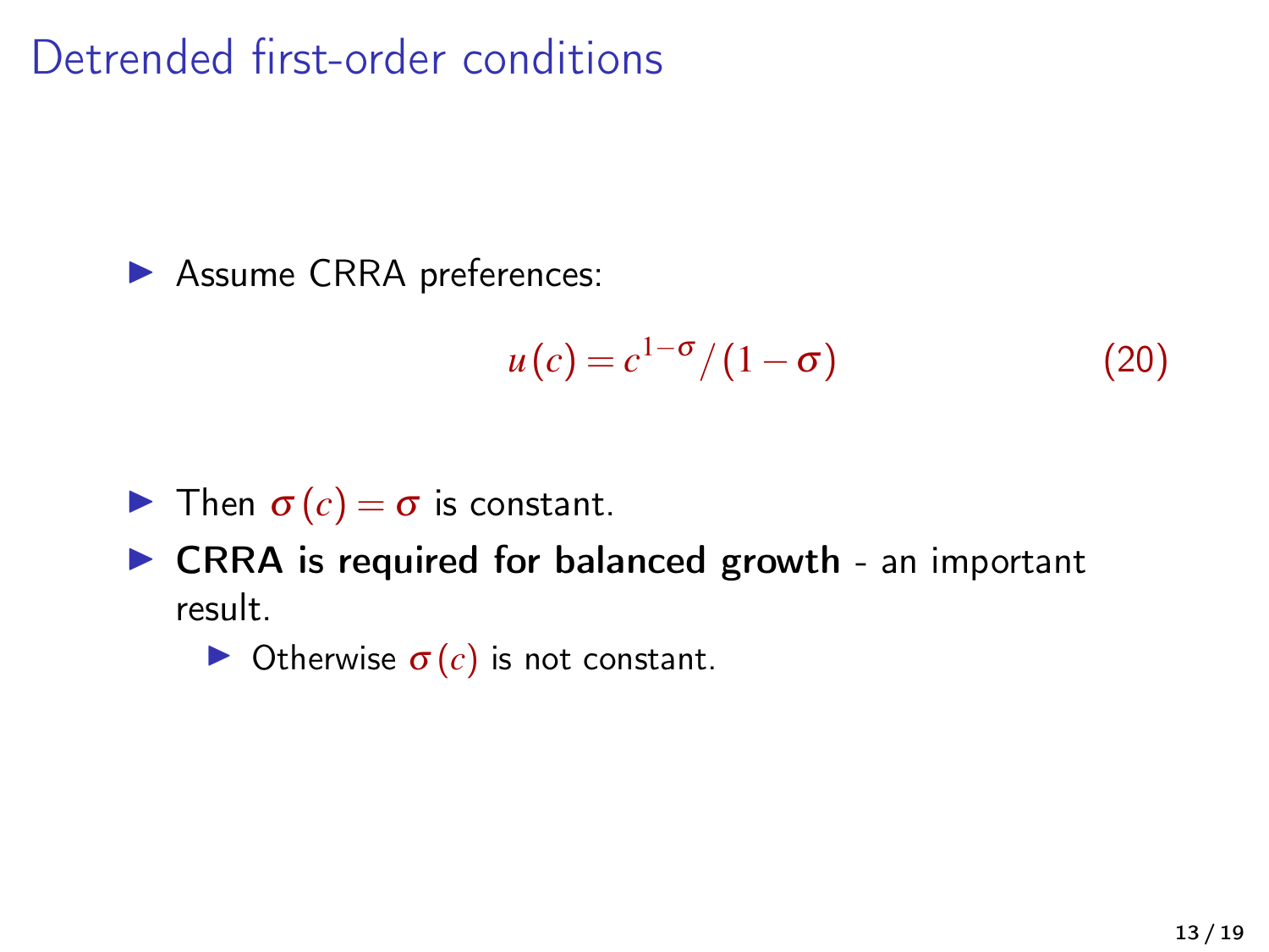# Detrended first-order conditions

- Assume CRRA preferences:

$$u(c) = c^{1-\sigma}/(1-\sigma) \tag{20}$$

- Then $\sigma(c) = \sigma$ is constant.
- **CRRA is required for balanced growth** - an important result.
  - Otherwise $\sigma(c)$ is not constant.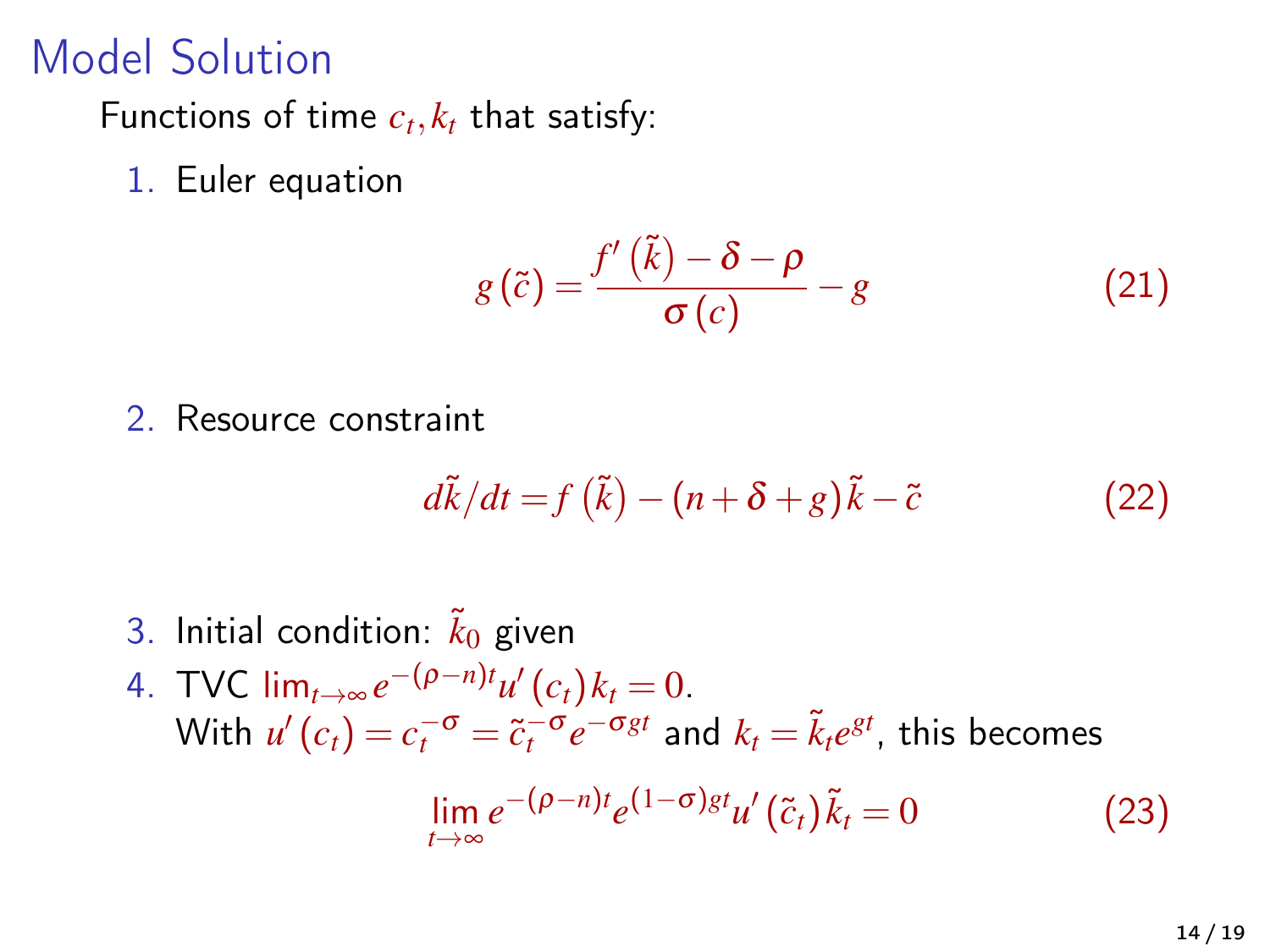# Model Solution

Functions of time $c_t, k_t$ that satisfy:

1. Euler equation

$$g\left(\tilde{c}\right) = \frac{f'\left(\tilde{k}\right) - \delta - \rho}{\sigma\left(c\right)} - g \tag{21}$$

2. Resource constraint

$$d\tilde{k}/dt = f\left(\tilde{k}\right) - \left(n + \delta + g\right)\tilde{k} - \tilde{c} \tag{22}$$

3. Initial condition: $\tilde{k}_0$ given
4. TVC $\lim_{t\to\infty} e^{-(\rho-n)t} u'\left(c_t\right) k_t = 0$.
   With $u'\left(c_t\right) = c_t^{-\sigma} = \tilde{c}_t^{-\sigma} e^{-\sigma g t}$ and $k_t = \tilde{k}_t e^{gt}$, this becomes

$$\lim_{t\to\infty} e^{-(\rho-n)t} e^{(1-\sigma)gt} u'\left(\tilde{c}_t\right) \tilde{k}_t = 0 \tag{23}$$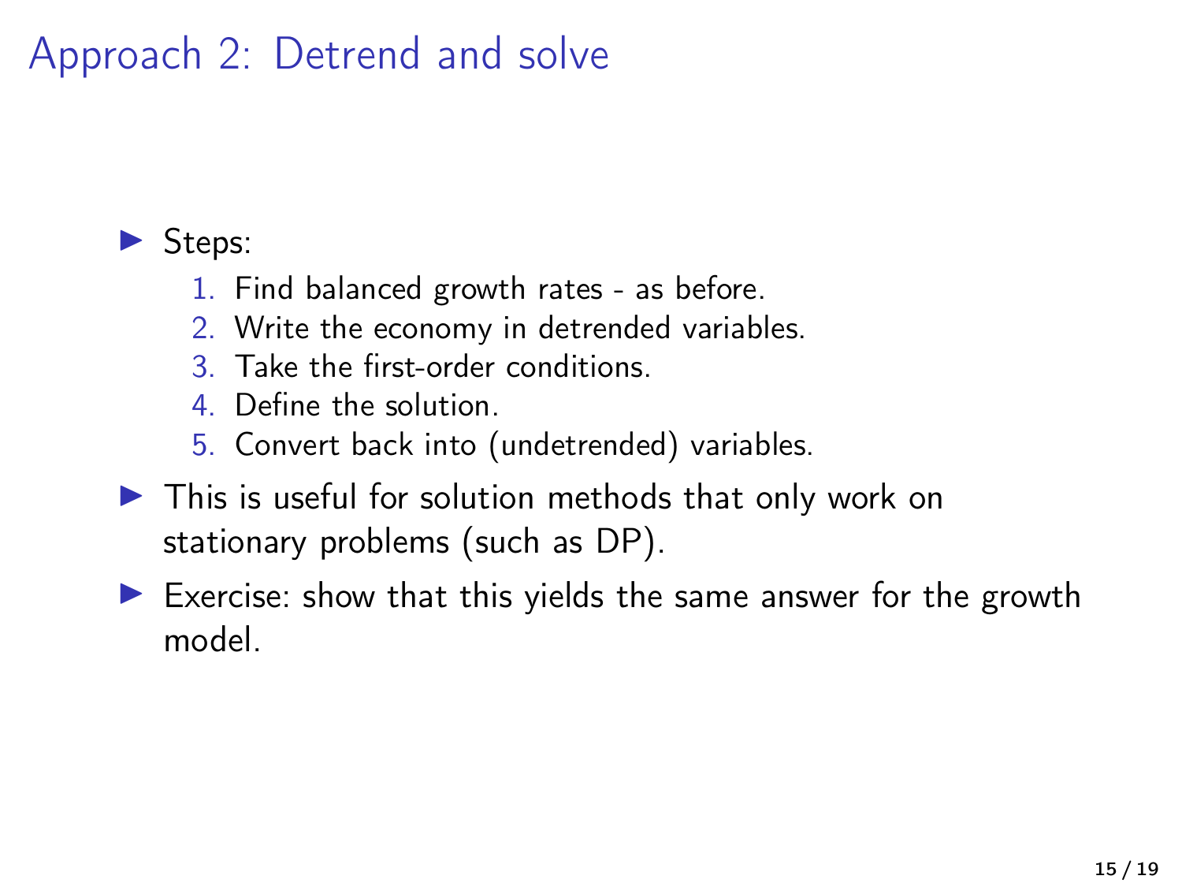# Approach 2: Detrend and solve

- Steps:
  1. Find balanced growth rates - as before.
  2. Write the economy in detrended variables.
  3. Take the first-order conditions.
  4. Define the solution.
  5. Convert back into (undetrended) variables.
- This is useful for solution methods that only work on stationary problems (such as DP).
- Exercise: show that this yields the same answer for the growth model.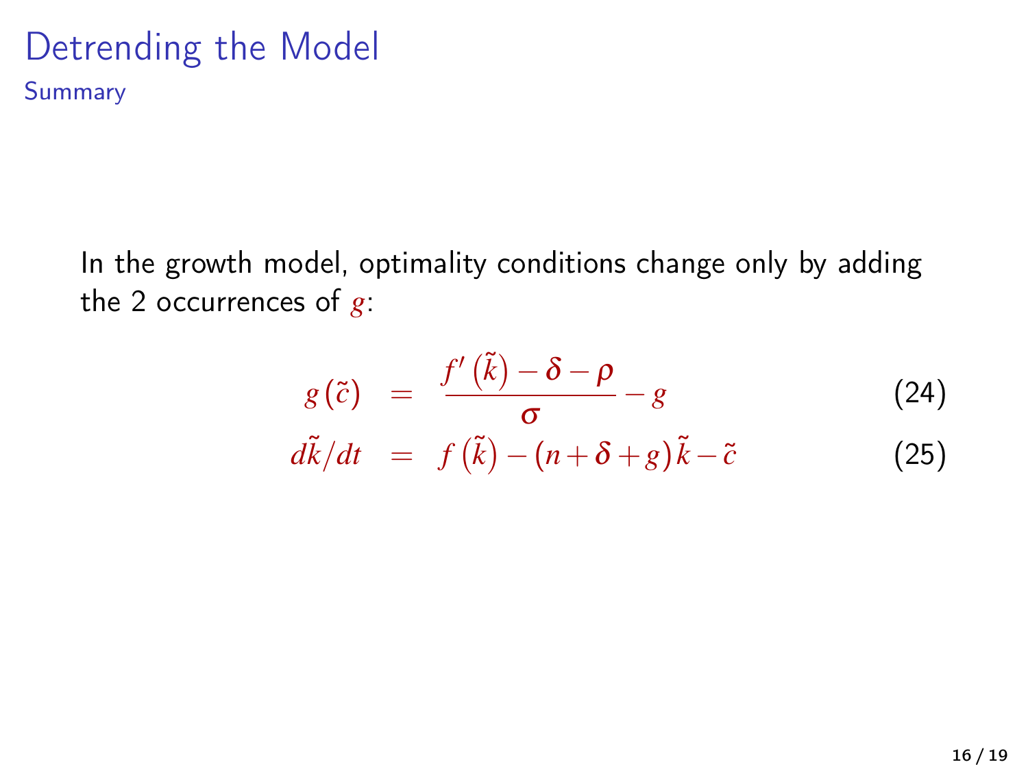# Detrending the Model

## Summary

In the growth model, optimality conditions change only by adding the 2 occurrences of $g$:

$$g(\tilde{c}) = \frac{f'(\tilde{k}) - \delta - \rho}{\sigma} - g \tag{24}$$

$$d\tilde{k}/dt = f(\tilde{k}) - (n + \delta + g)\tilde{k} - \tilde{c} \tag{25}$$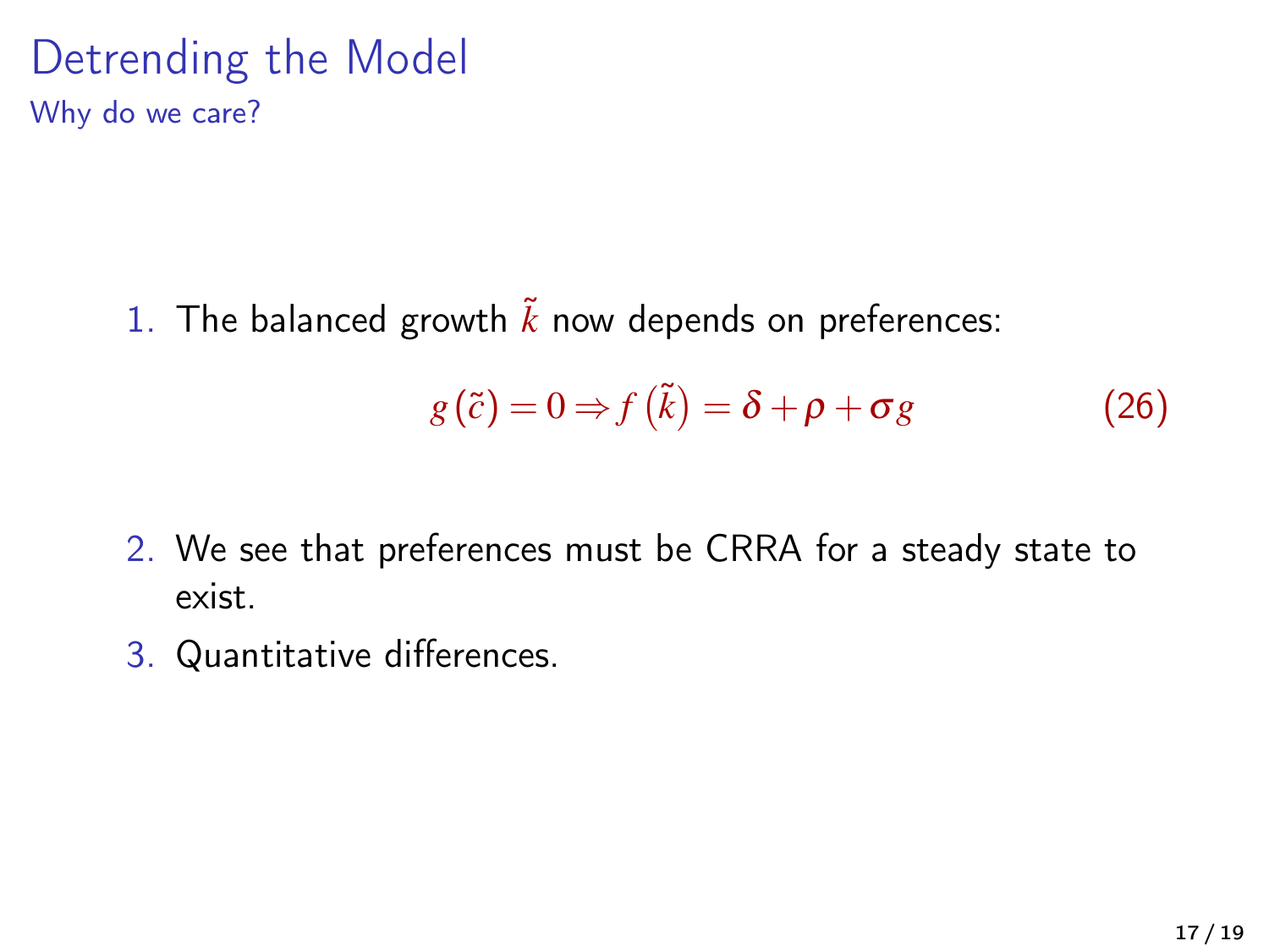# Detrending the Model

## Why do we care?

1. The balanced growth $\tilde{k}$ now depends on preferences:

$$g\left(\tilde{c}\right) = 0 \Rightarrow f\left(\tilde{k}\right) = \delta + \rho + \sigma g \tag{26}$$

2. We see that preferences must be CRRA for a steady state to exist.
3. Quantitative differences.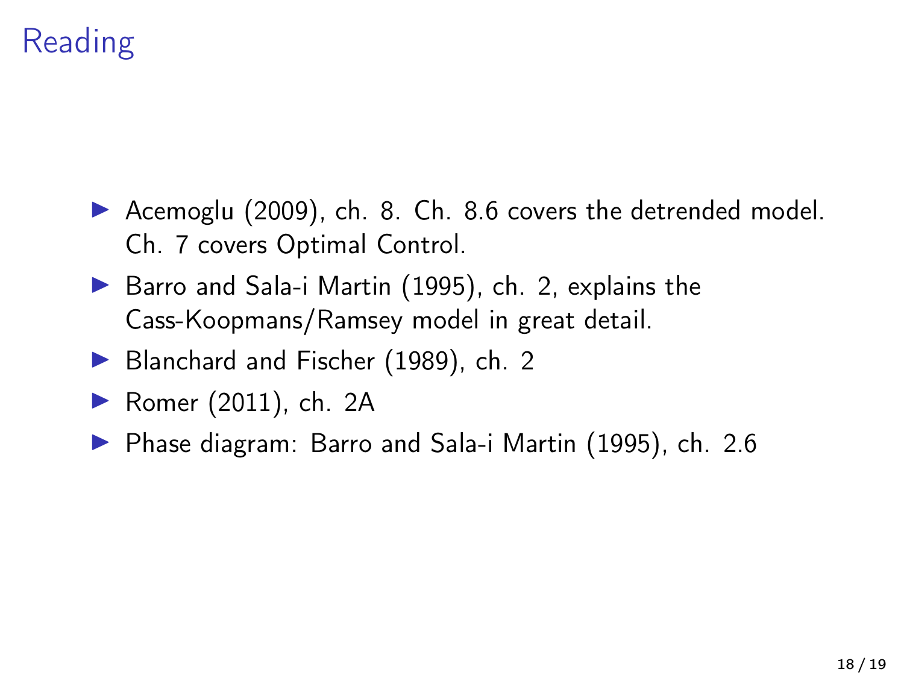# Reading

- Acemoglu (2009), ch. 8. Ch. 8.6 covers the detrended model. Ch. 7 covers Optimal Control.
- Barro and Sala-i Martin (1995), ch. 2, explains the Cass-Koopmans/Ramsey model in great detail.
- Blanchard and Fischer (1989), ch. 2
- Romer (2011), ch. 2A
- Phase diagram: Barro and Sala-i Martin (1995), ch. 2.6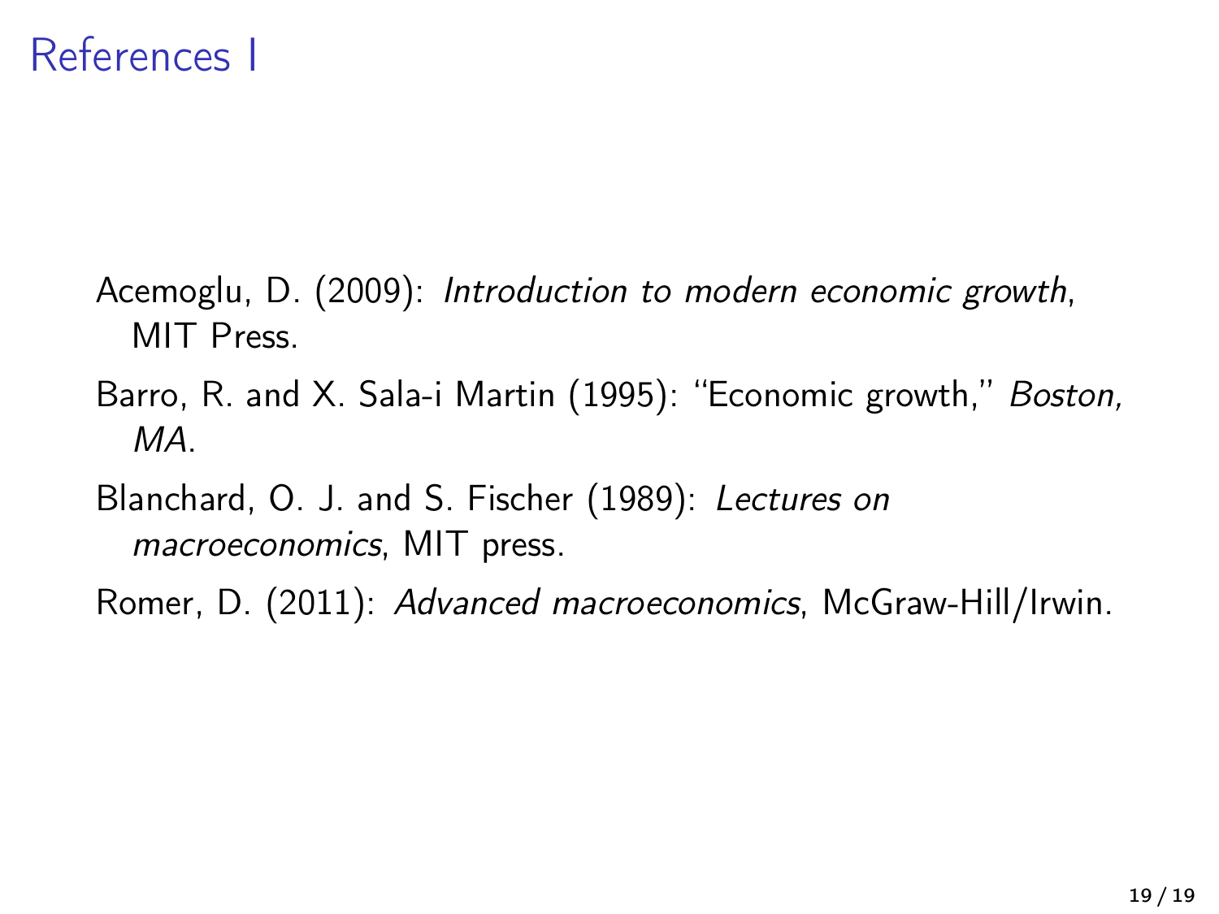# References I

Acemoglu, D. (2009): *Introduction to modern economic growth*, MIT Press.

Barro, R. and X. Sala-i Martin (1995): "Economic growth," *Boston, MA*.

Blanchard, O. J. and S. Fischer (1989): *Lectures on macroeconomics*, MIT press.

Romer, D. (2011): *Advanced macroeconomics*, McGraw-Hill/Irwin.